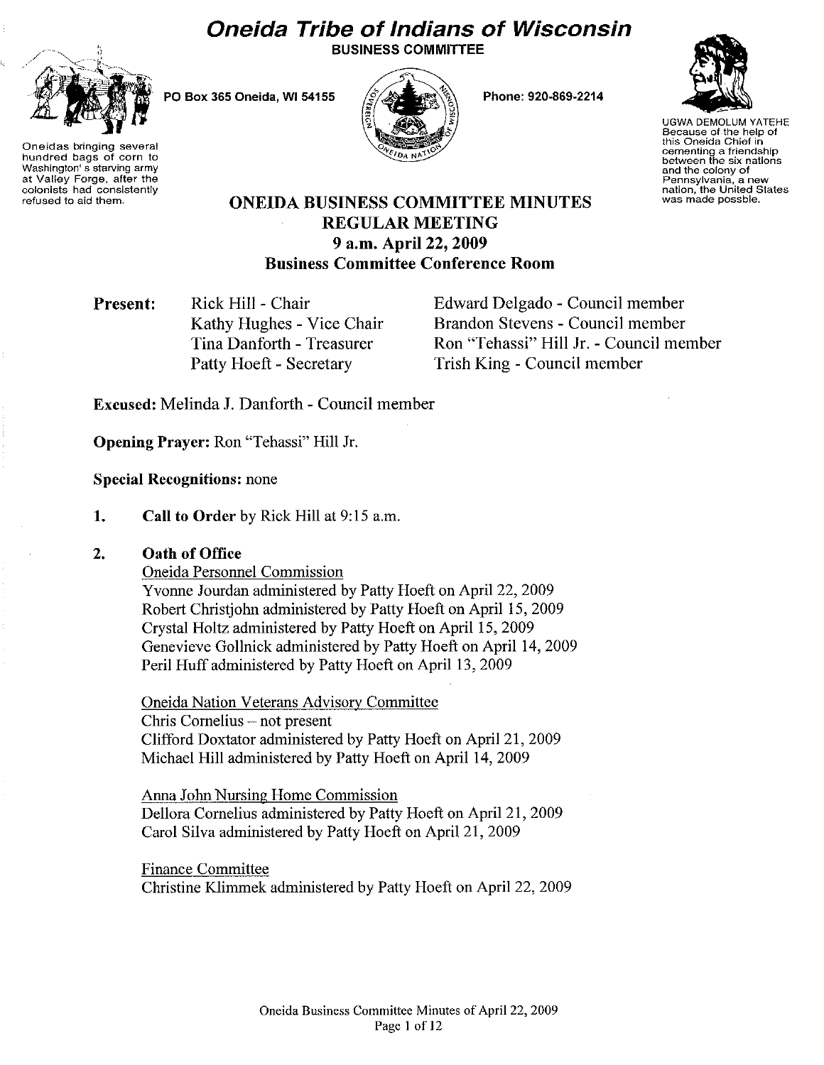# Oneida Tribe of Indians of Wisconsin

**BUSINESS COMMITTEE**

PO Box 365 Oneida, WI 54155

Phone: 920-869-2214

Oneidas bringing several hundred bags of corn to Washington's starving army at Valley Forge, after the colonists had consistently refused to aid them.

UGWA DEMOLUM YATEHE
Because of the help of this Oneida Chief in cementing a friendship between the six nations and the colony of Pennsylvania, a new nation, the United States was made possble.

## ONEIDA BUSINESS COMMITTEE MINUTES
## REGULAR MEETING
## 9 a.m. April 22, 2009
## Business Committee Conference Room

**Present:**

Rick Hill - Chair
Kathy Hughes - Vice Chair
Tina Danforth - Treasurer
Patty Hoeft - Secretary
Edward Delgado - Council member
Brandon Stevens - Council member
Ron "Tehassi" Hill Jr. - Council member
Trish King - Council member

**Excused:** Melinda J. Danforth - Council member

**Opening Prayer:** Ron "Tehassi" Hill Jr.

**Special Recognitions:** none

1. **Call to Order** by Rick Hill at 9:15 a.m.

2. **Oath of Office**

   Oneida Personnel Commission
   Yvonne Jourdan administered by Patty Hoeft on April 22, 2009
   Robert Christjohn administered by Patty Hoeft on April 15, 2009
   Crystal Holtz administered by Patty Hoeft on April 15, 2009
   Genevieve Gollnick administered by Patty Hoeft on April 14, 2009
   Peril Huff administered by Patty Hoeft on April 13, 2009

   Oneida Nation Veterans Advisory Committee
   Chris Cornelius – not present
   Clifford Doxtator administered by Patty Hoeft on April 21, 2009
   Michael Hill administered by Patty Hoeft on April 14, 2009

   Anna John Nursing Home Commission
   Dellora Cornelius administered by Patty Hoeft on April 21, 2009
   Carol Silva administered by Patty Hoeft on April 21, 2009

   Finance Committee
   Christine Klimmek administered by Patty Hoeft on April 22, 2009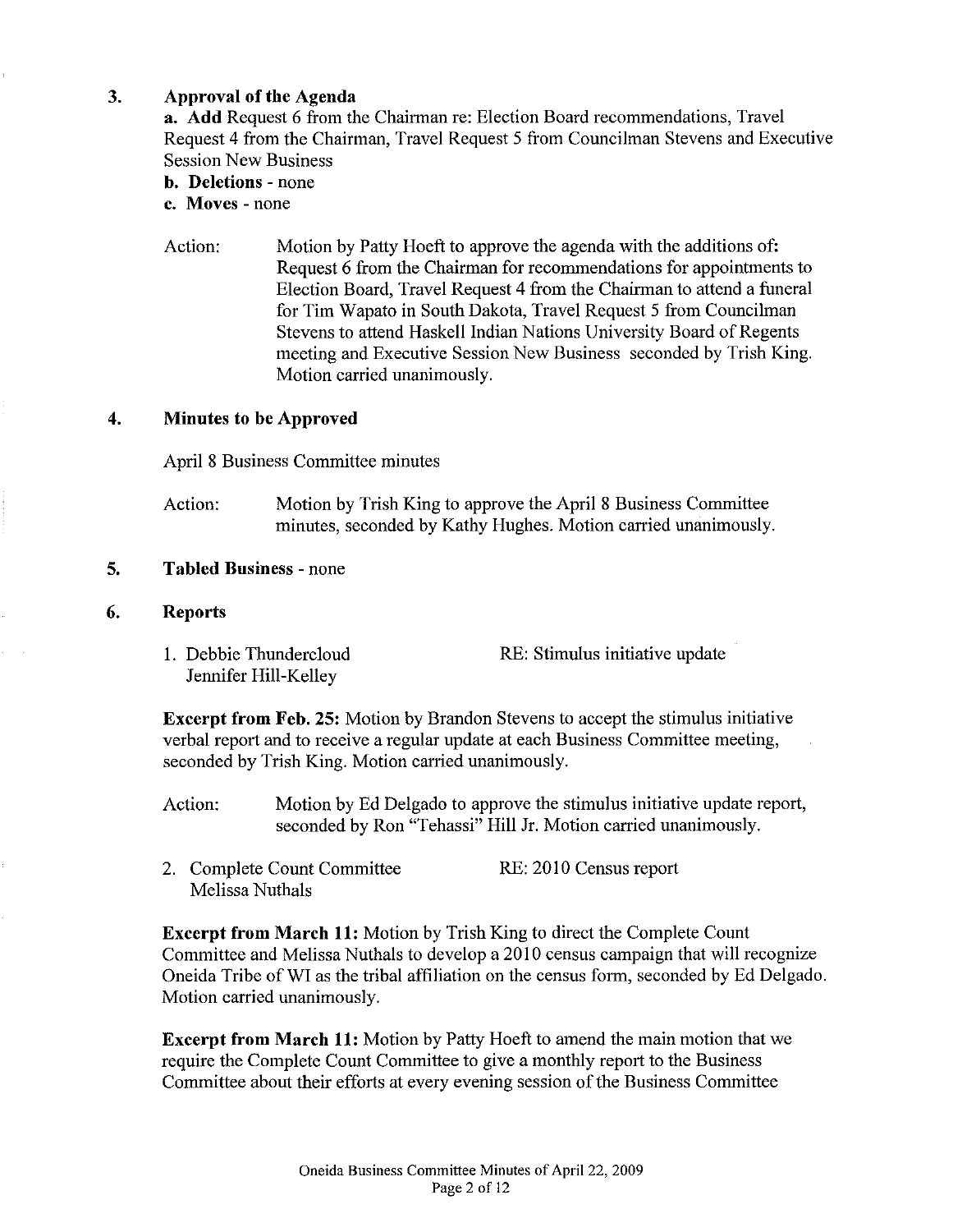### 3. Approval of the Agenda

**a. Add** Request 6 from the Chairman re: Election Board recommendations, Travel Request 4 from the Chairman, Travel Request 5 from Councilman Stevens and Executive Session New Business

**b. Deletions** - none

**c. Moves** - none

Action: Motion by Patty Hoeft to approve the agenda with the additions of: Request 6 from the Chairman for recommendations for appointments to Election Board, Travel Request 4 from the Chairman to attend a funeral for Tim Wapato in South Dakota, Travel Request 5 from Councilman Stevens to attend Haskell Indian Nations University Board of Regents meeting and Executive Session New Business seconded by Trish King. Motion carried unanimously.

### 4. Minutes to be Approved

April 8 Business Committee minutes

Action: Motion by Trish King to approve the April 8 Business Committee minutes, seconded by Kathy Hughes. Motion carried unanimously.

### 5. Tabled Business - none

### 6. Reports

1. Debbie Thundercloud
   Jennifer Hill-Kelley — RE: Stimulus initiative update

**Excerpt from Feb. 25:** Motion by Brandon Stevens to accept the stimulus initiative verbal report and to receive a regular update at each Business Committee meeting, seconded by Trish King. Motion carried unanimously.

Action: Motion by Ed Delgado to approve the stimulus initiative update report, seconded by Ron "Tehassi" Hill Jr. Motion carried unanimously.

2. Complete Count Committee
   Melissa Nuthals — RE: 2010 Census report

**Excerpt from March 11:** Motion by Trish King to direct the Complete Count Committee and Melissa Nuthals to develop a 2010 census campaign that will recognize Oneida Tribe of WI as the tribal affiliation on the census form, seconded by Ed Delgado. Motion carried unanimously.

**Excerpt from March 11:** Motion by Patty Hoeft to amend the main motion that we require the Complete Count Committee to give a monthly report to the Business Committee about their efforts at every evening session of the Business Committee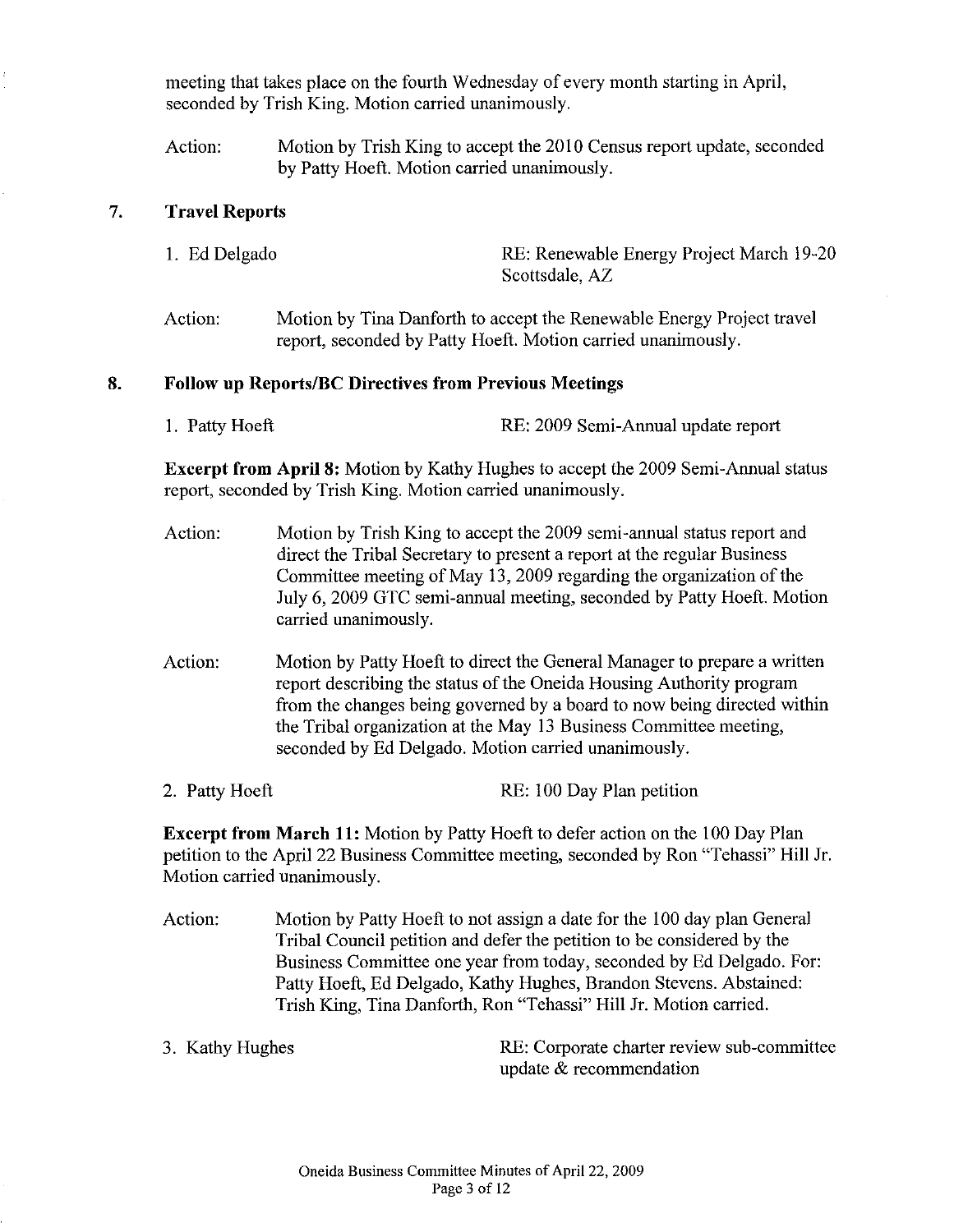meeting that takes place on the fourth Wednesday of every month starting in April, seconded by Trish King. Motion carried unanimously.

Action: Motion by Trish King to accept the 2010 Census report update, seconded by Patty Hoeft. Motion carried unanimously.

## 7. Travel Reports

1. Ed Delgado — RE: Renewable Energy Project March 19-20 Scottsdale, AZ

Action: Motion by Tina Danforth to accept the Renewable Energy Project travel report, seconded by Patty Hoeft. Motion carried unanimously.

## 8. Follow up Reports/BC Directives from Previous Meetings

1. Patty Hoeft — RE: 2009 Semi-Annual update report

**Excerpt from April 8:** Motion by Kathy Hughes to accept the 2009 Semi-Annual status report, seconded by Trish King. Motion carried unanimously.

Action: Motion by Trish King to accept the 2009 semi-annual status report and direct the Tribal Secretary to present a report at the regular Business Committee meeting of May 13, 2009 regarding the organization of the July 6, 2009 GTC semi-annual meeting, seconded by Patty Hoeft. Motion carried unanimously.

Action: Motion by Patty Hoeft to direct the General Manager to prepare a written report describing the status of the Oneida Housing Authority program from the changes being governed by a board to now being directed within the Tribal organization at the May 13 Business Committee meeting, seconded by Ed Delgado. Motion carried unanimously.

2. Patty Hoeft — RE: 100 Day Plan petition

**Excerpt from March 11:** Motion by Patty Hoeft to defer action on the 100 Day Plan petition to the April 22 Business Committee meeting, seconded by Ron "Tehassi" Hill Jr. Motion carried unanimously.

Action: Motion by Patty Hoeft to not assign a date for the 100 day plan General Tribal Council petition and defer the petition to be considered by the Business Committee one year from today, seconded by Ed Delgado. For: Patty Hoeft, Ed Delgado, Kathy Hughes, Brandon Stevens. Abstained: Trish King, Tina Danforth, Ron "Tehassi" Hill Jr. Motion carried.

3. Kathy Hughes — RE: Corporate charter review sub-committee update & recommendation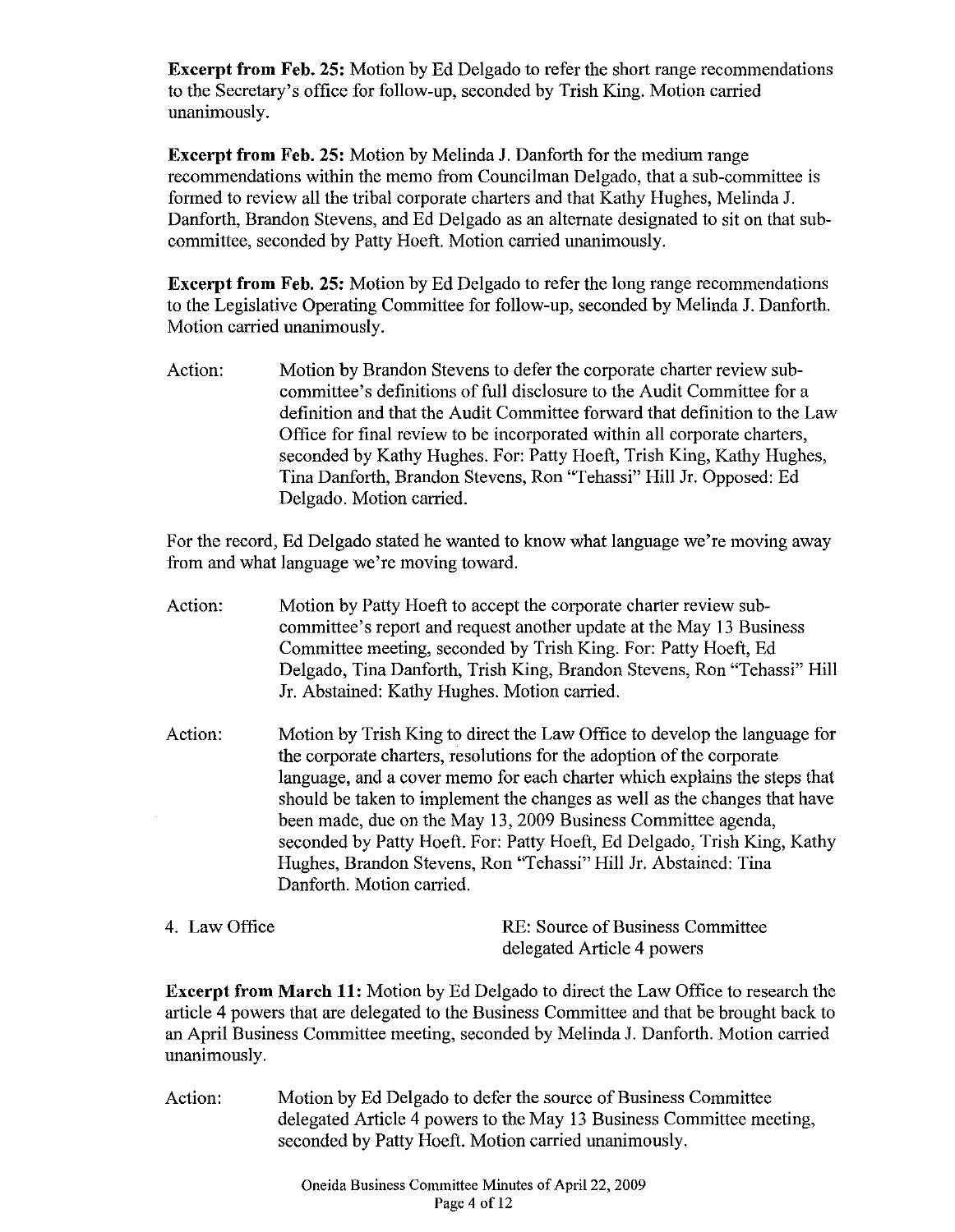**Excerpt from Feb. 25:** Motion by Ed Delgado to refer the short range recommendations to the Secretary's office for follow-up, seconded by Trish King. Motion carried unanimously.

**Excerpt from Feb. 25:** Motion by Melinda J. Danforth for the medium range recommendations within the memo from Councilman Delgado, that a sub-committee is formed to review all the tribal corporate charters and that Kathy Hughes, Melinda J. Danforth, Brandon Stevens, and Ed Delgado as an alternate designated to sit on that sub-committee, seconded by Patty Hoeft. Motion carried unanimously.

**Excerpt from Feb. 25:** Motion by Ed Delgado to refer the long range recommendations to the Legislative Operating Committee for follow-up, seconded by Melinda J. Danforth. Motion carried unanimously.

Action: Motion by Brandon Stevens to defer the corporate charter review sub-committee's definitions of full disclosure to the Audit Committee for a definition and that the Audit Committee forward that definition to the Law Office for final review to be incorporated within all corporate charters, seconded by Kathy Hughes. For: Patty Hoeft, Trish King, Kathy Hughes, Tina Danforth, Brandon Stevens, Ron "Tehassi" Hill Jr. Opposed: Ed Delgado. Motion carried.

For the record, Ed Delgado stated he wanted to know what language we're moving away from and what language we're moving toward.

Action: Motion by Patty Hoeft to accept the corporate charter review sub-committee's report and request another update at the May 13 Business Committee meeting, seconded by Trish King. For: Patty Hoeft, Ed Delgado, Tina Danforth, Trish King, Brandon Stevens, Ron "Tehassi" Hill Jr. Abstained: Kathy Hughes. Motion carried.

Action: Motion by Trish King to direct the Law Office to develop the language for the corporate charters, resolutions for the adoption of the corporate language, and a cover memo for each charter which explains the steps that should be taken to implement the changes as well as the changes that have been made, due on the May 13, 2009 Business Committee agenda, seconded by Patty Hoeft. For: Patty Hoeft, Ed Delgado, Trish King, Kathy Hughes, Brandon Stevens, Ron "Tehassi" Hill Jr. Abstained: Tina Danforth. Motion carried.

4. Law Office — RE: Source of Business Committee delegated Article 4 powers

**Excerpt from March 11:** Motion by Ed Delgado to direct the Law Office to research the article 4 powers that are delegated to the Business Committee and that be brought back to an April Business Committee meeting, seconded by Melinda J. Danforth. Motion carried unanimously.

Action: Motion by Ed Delgado to defer the source of Business Committee delegated Article 4 powers to the May 13 Business Committee meeting, seconded by Patty Hoeft. Motion carried unanimously.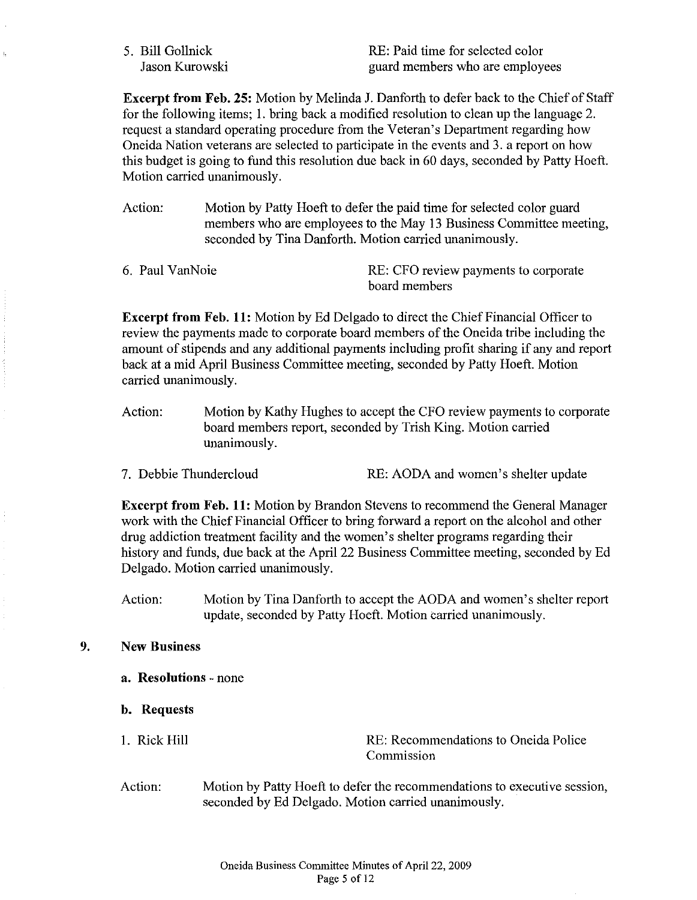5. Bill Gollnick
   Jason Kurowski

RE: Paid time for selected color guard members who are employees

**Excerpt from Feb. 25:** Motion by Melinda J. Danforth to defer back to the Chief of Staff for the following items; 1. bring back a modified resolution to clean up the language 2. request a standard operating procedure from the Veteran's Department regarding how Oneida Nation veterans are selected to participate in the events and 3. a report on how this budget is going to fund this resolution due back in 60 days, seconded by Patty Hoeft. Motion carried unanimously.

Action: Motion by Patty Hoeft to defer the paid time for selected color guard members who are employees to the May 13 Business Committee meeting, seconded by Tina Danforth. Motion carried unanimously.

6. Paul VanNoie

RE: CFO review payments to corporate board members

**Excerpt from Feb. 11:** Motion by Ed Delgado to direct the Chief Financial Officer to review the payments made to corporate board members of the Oneida tribe including the amount of stipends and any additional payments including profit sharing if any and report back at a mid April Business Committee meeting, seconded by Patty Hoeft. Motion carried unanimously.

Action: Motion by Kathy Hughes to accept the CFO review payments to corporate board members report, seconded by Trish King. Motion carried unanimously.

7. Debbie Thundercloud

RE: AODA and women's shelter update

**Excerpt from Feb. 11:** Motion by Brandon Stevens to recommend the General Manager work with the Chief Financial Officer to bring forward a report on the alcohol and other drug addiction treatment facility and the women's shelter programs regarding their history and funds, due back at the April 22 Business Committee meeting, seconded by Ed Delgado. Motion carried unanimously.

Action: Motion by Tina Danforth to accept the AODA and women's shelter report update, seconded by Patty Hoeft. Motion carried unanimously.

## 9. New Business

**a. Resolutions** - none

**b. Requests**

1. Rick Hill

RE: Recommendations to Oneida Police Commission

Action: Motion by Patty Hoeft to defer the recommendations to executive session, seconded by Ed Delgado. Motion carried unanimously.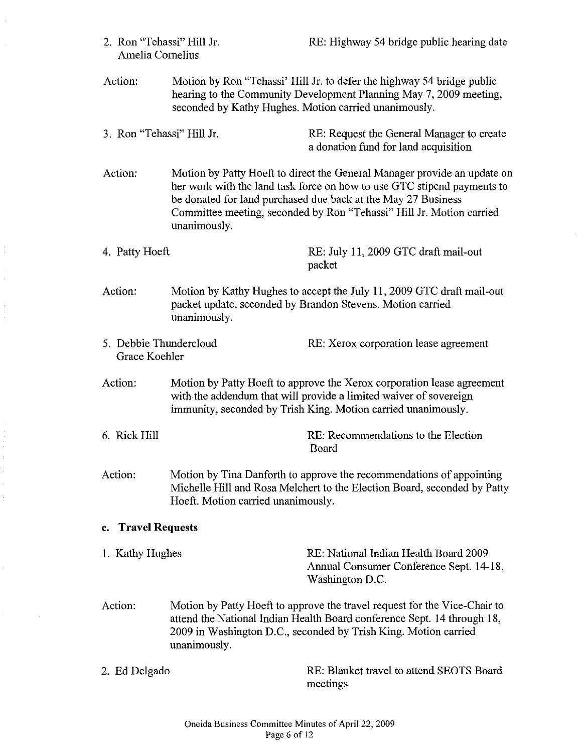2. Ron "Tehassi" Hill Jr.
   Amelia Cornelius

RE: Highway 54 bridge public hearing date

Action: Motion by Ron "Tehassi' Hill Jr. to defer the highway 54 bridge public hearing to the Community Development Planning May 7, 2009 meeting, seconded by Kathy Hughes. Motion carried unanimously.

3. Ron "Tehassi" Hill Jr.

RE: Request the General Manager to create a donation fund for land acquisition

Action: Motion by Patty Hoeft to direct the General Manager provide an update on her work with the land task force on how to use GTC stipend payments to be donated for land purchased due back at the May 27 Business Committee meeting, seconded by Ron "Tehassi" Hill Jr. Motion carried unanimously.

4. Patty Hoeft

RE: July 11, 2009 GTC draft mail-out packet

Action: Motion by Kathy Hughes to accept the July 11, 2009 GTC draft mail-out packet update, seconded by Brandon Stevens. Motion carried unanimously.

5. Debbie Thundercloud
   Grace Koehler

RE: Xerox corporation lease agreement

Action: Motion by Patty Hoeft to approve the Xerox corporation lease agreement with the addendum that will provide a limited waiver of sovereign immunity, seconded by Trish King. Motion carried unanimously.

6. Rick Hill

RE: Recommendations to the Election Board

Action: Motion by Tina Danforth to approve the recommendations of appointing Michelle Hill and Rosa Melchert to the Election Board, seconded by Patty Hoeft. Motion carried unanimously.

### c. Travel Requests

1. Kathy Hughes

RE: National Indian Health Board 2009 Annual Consumer Conference Sept. 14-18, Washington D.C.

Action: Motion by Patty Hoeft to approve the travel request for the Vice-Chair to attend the National Indian Health Board conference Sept. 14 through 18, 2009 in Washington D.C., seconded by Trish King. Motion carried unanimously.

2. Ed Delgado

RE: Blanket travel to attend SEOTS Board meetings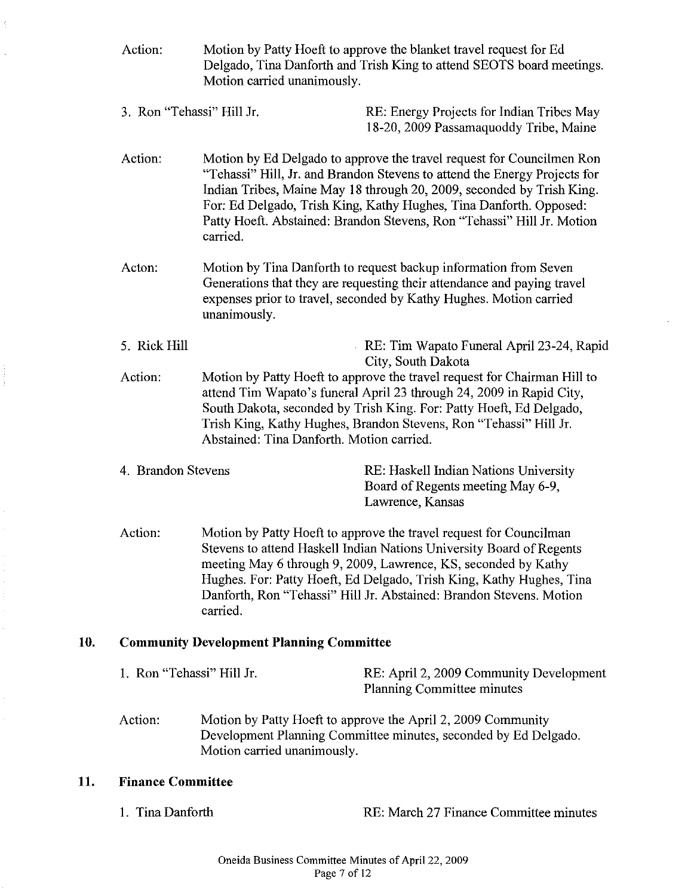Action: Motion by Patty Hoeft to approve the blanket travel request for Ed Delgado, Tina Danforth and Trish King to attend SEOTS board meetings. Motion carried unanimously.

3. Ron "Tehassi" Hill Jr. RE: Energy Projects for Indian Tribes May 18-20, 2009 Passamaquoddy Tribe, Maine

Action: Motion by Ed Delgado to approve the travel request for Councilmen Ron "Tehassi" Hill, Jr. and Brandon Stevens to attend the Energy Projects for Indian Tribes, Maine May 18 through 20, 2009, seconded by Trish King. For: Ed Delgado, Trish King, Kathy Hughes, Tina Danforth. Opposed: Patty Hoeft. Abstained: Brandon Stevens, Ron "Tehassi" Hill Jr. Motion carried.

Acton: Motion by Tina Danforth to request backup information from Seven Generations that they are requesting their attendance and paying travel expenses prior to travel, seconded by Kathy Hughes. Motion carried unanimously.

5. Rick Hill RE: Tim Wapato Funeral April 23-24, Rapid City, South Dakota

Action: Motion by Patty Hoeft to approve the travel request for Chairman Hill to attend Tim Wapato's funeral April 23 through 24, 2009 in Rapid City, South Dakota, seconded by Trish King. For: Patty Hoeft, Ed Delgado, Trish King, Kathy Hughes, Brandon Stevens, Ron "Tehassi" Hill Jr. Abstained: Tina Danforth. Motion carried.

4. Brandon Stevens RE: Haskell Indian Nations University Board of Regents meeting May 6-9, Lawrence, Kansas

Action: Motion by Patty Hoeft to approve the travel request for Councilman Stevens to attend Haskell Indian Nations University Board of Regents meeting May 6 through 9, 2009, Lawrence, KS, seconded by Kathy Hughes. For: Patty Hoeft, Ed Delgado, Trish King, Kathy Hughes, Tina Danforth, Ron "Tehassi" Hill Jr. Abstained: Brandon Stevens. Motion carried.

## 10. Community Development Planning Committee

1. Ron "Tehassi" Hill Jr. RE: April 2, 2009 Community Development Planning Committee minutes

Action: Motion by Patty Hoeft to approve the April 2, 2009 Community Development Planning Committee minutes, seconded by Ed Delgado. Motion carried unanimously.

## 11. Finance Committee

1. Tina Danforth RE: March 27 Finance Committee minutes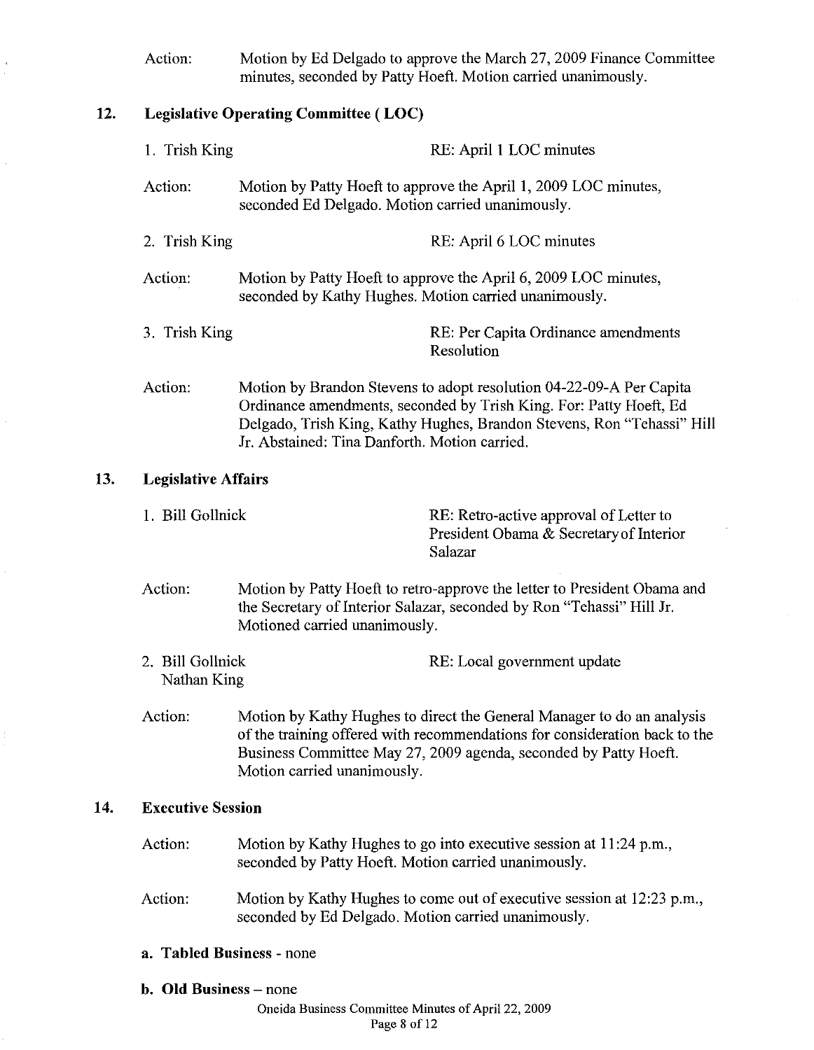Action: Motion by Ed Delgado to approve the March 27, 2009 Finance Committee minutes, seconded by Patty Hoeft. Motion carried unanimously.

## 12. Legislative Operating Committee ( LOC)

1. Trish King — RE: April 1 LOC minutes

Action: Motion by Patty Hoeft to approve the April 1, 2009 LOC minutes, seconded Ed Delgado. Motion carried unanimously.

2. Trish King — RE: April 6 LOC minutes

Action: Motion by Patty Hoeft to approve the April 6, 2009 LOC minutes, seconded by Kathy Hughes. Motion carried unanimously.

3. Trish King — RE: Per Capita Ordinance amendments Resolution

Action: Motion by Brandon Stevens to adopt resolution 04-22-09-A Per Capita Ordinance amendments, seconded by Trish King. For: Patty Hoeft, Ed Delgado, Trish King, Kathy Hughes, Brandon Stevens, Ron "Tehassi" Hill Jr. Abstained: Tina Danforth. Motion carried.

## 13. Legislative Affairs

1. Bill Gollnick — RE: Retro-active approval of Letter to President Obama & Secretary of Interior Salazar

Action: Motion by Patty Hoeft to retro-approve the letter to President Obama and the Secretary of Interior Salazar, seconded by Ron "Tehassi" Hill Jr. Motioned carried unanimously.

2. Bill Gollnick, Nathan King — RE: Local government update

Action: Motion by Kathy Hughes to direct the General Manager to do an analysis of the training offered with recommendations for consideration back to the Business Committee May 27, 2009 agenda, seconded by Patty Hoeft. Motion carried unanimously.

## 14. Executive Session

Action: Motion by Kathy Hughes to go into executive session at 11:24 p.m., seconded by Patty Hoeft. Motion carried unanimously.

Action: Motion by Kathy Hughes to come out of executive session at 12:23 p.m., seconded by Ed Delgado. Motion carried unanimously.

**a. Tabled Business** - none

**b. Old Business** – none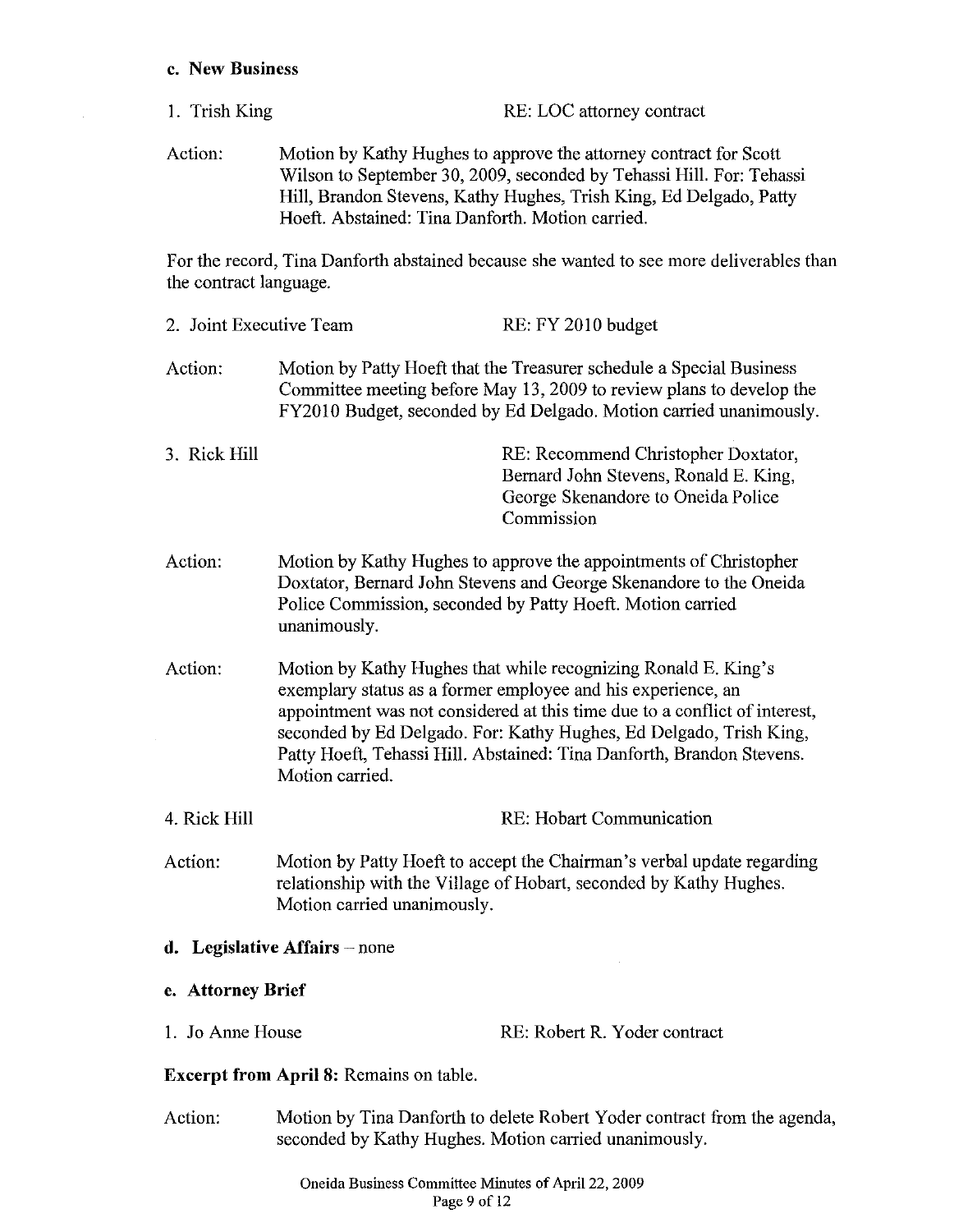### c. New Business

1. Trish King — RE: LOC attorney contract

Action: Motion by Kathy Hughes to approve the attorney contract for Scott Wilson to September 30, 2009, seconded by Tehassi Hill. For: Tehassi Hill, Brandon Stevens, Kathy Hughes, Trish King, Ed Delgado, Patty Hoeft. Abstained: Tina Danforth. Motion carried.

For the record, Tina Danforth abstained because she wanted to see more deliverables than the contract language.

2. Joint Executive Team — RE: FY 2010 budget

Action: Motion by Patty Hoeft that the Treasurer schedule a Special Business Committee meeting before May 13, 2009 to review plans to develop the FY2010 Budget, seconded by Ed Delgado. Motion carried unanimously.

3. Rick Hill — RE: Recommend Christopher Doxtator, Bernard John Stevens, Ronald E. King, George Skenandore to Oneida Police Commission

Action: Motion by Kathy Hughes to approve the appointments of Christopher Doxtator, Bernard John Stevens and George Skenandore to the Oneida Police Commission, seconded by Patty Hoeft. Motion carried unanimously.

Action: Motion by Kathy Hughes that while recognizing Ronald E. King's exemplary status as a former employee and his experience, an appointment was not considered at this time due to a conflict of interest, seconded by Ed Delgado. For: Kathy Hughes, Ed Delgado, Trish King, Patty Hoeft, Tehassi Hill. Abstained: Tina Danforth, Brandon Stevens. Motion carried.

4. Rick Hill — RE: Hobart Communication

Action: Motion by Patty Hoeft to accept the Chairman's verbal update regarding relationship with the Village of Hobart, seconded by Kathy Hughes. Motion carried unanimously.

### d. Legislative Affairs – none

### e. Attorney Brief

1. Jo Anne House — RE: Robert R. Yoder contract

**Excerpt from April 8:** Remains on table.

Action: Motion by Tina Danforth to delete Robert Yoder contract from the agenda, seconded by Kathy Hughes. Motion carried unanimously.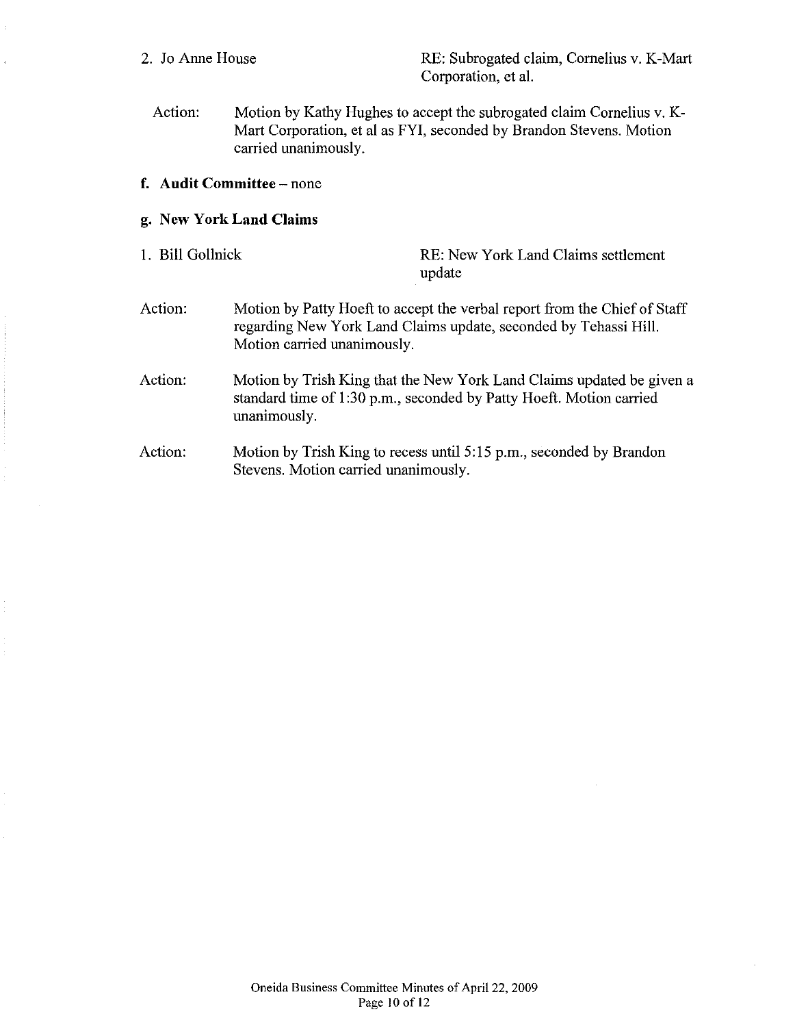2. Jo Anne House RE: Subrogated claim, Cornelius v. K-Mart Corporation, et al.

Action: Motion by Kathy Hughes to accept the subrogated claim Cornelius v. K-Mart Corporation, et al as FYI, seconded by Brandon Stevens. Motion carried unanimously.

**f. Audit Committee** – none

**g. New York Land Claims**

1. Bill Gollnick RE: New York Land Claims settlement update

Action: Motion by Patty Hoeft to accept the verbal report from the Chief of Staff regarding New York Land Claims update, seconded by Tehassi Hill. Motion carried unanimously.

Action: Motion by Trish King that the New York Land Claims updated be given a standard time of 1:30 p.m., seconded by Patty Hoeft. Motion carried unanimously.

Action: Motion by Trish King to recess until 5:15 p.m., seconded by Brandon Stevens. Motion carried unanimously.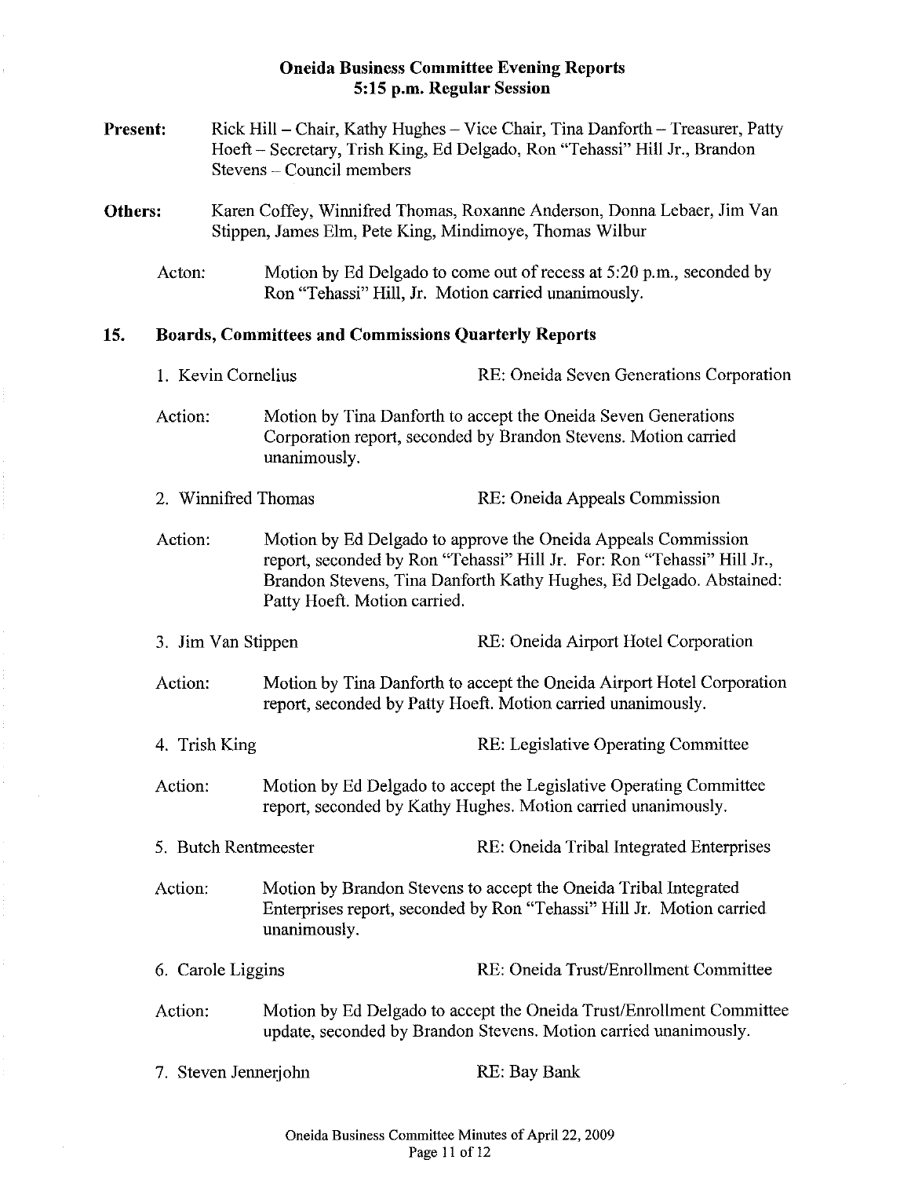**Oneida Business Committee Evening Reports**
**5:15 p.m. Regular Session**

**Present:** Rick Hill – Chair, Kathy Hughes – Vice Chair, Tina Danforth – Treasurer, Patty Hoeft – Secretary, Trish King, Ed Delgado, Ron "Tehassi" Hill Jr., Brandon Stevens – Council members

**Others:** Karen Coffey, Winnifred Thomas, Roxanne Anderson, Donna Lebaer, Jim Van Stippen, James Elm, Pete King, Mindimoye, Thomas Wilbur

Acton: Motion by Ed Delgado to come out of recess at 5:20 p.m., seconded by Ron "Tehassi" Hill, Jr. Motion carried unanimously.

## 15. Boards, Committees and Commissions Quarterly Reports

1. Kevin Cornelius RE: Oneida Seven Generations Corporation

Action: Motion by Tina Danforth to accept the Oneida Seven Generations Corporation report, seconded by Brandon Stevens. Motion carried unanimously.

2. Winnifred Thomas RE: Oneida Appeals Commission

Action: Motion by Ed Delgado to approve the Oneida Appeals Commission report, seconded by Ron "Tehassi" Hill Jr. For: Ron "Tehassi" Hill Jr., Brandon Stevens, Tina Danforth Kathy Hughes, Ed Delgado. Abstained: Patty Hoeft. Motion carried.

3. Jim Van Stippen RE: Oneida Airport Hotel Corporation

Action: Motion by Tina Danforth to accept the Oneida Airport Hotel Corporation report, seconded by Patty Hoeft. Motion carried unanimously.

4. Trish King RE: Legislative Operating Committee

Action: Motion by Ed Delgado to accept the Legislative Operating Committee report, seconded by Kathy Hughes. Motion carried unanimously.

5. Butch Rentmeester RE: Oneida Tribal Integrated Enterprises

Action: Motion by Brandon Stevens to accept the Oneida Tribal Integrated Enterprises report, seconded by Ron "Tehassi" Hill Jr. Motion carried unanimously.

6. Carole Liggins RE: Oneida Trust/Enrollment Committee

Action: Motion by Ed Delgado to accept the Oneida Trust/Enrollment Committee update, seconded by Brandon Stevens. Motion carried unanimously.

7. Steven Jennerjohn RE: Bay Bank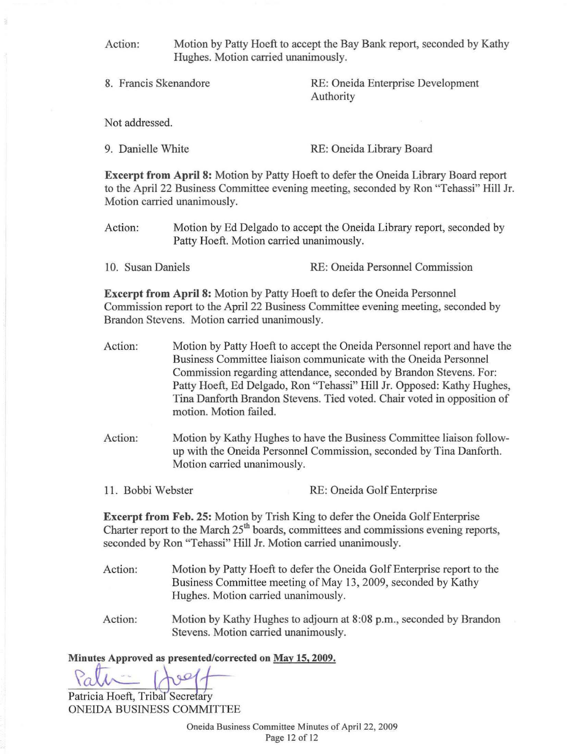Action: Motion by Patty Hoeft to accept the Bay Bank report, seconded by Kathy Hughes. Motion carried unanimously.

8. Francis Skenandore RE: Oneida Enterprise Development Authority

Not addressed.

9. Danielle White RE: Oneida Library Board

**Excerpt from April 8:** Motion by Patty Hoeft to defer the Oneida Library Board report to the April 22 Business Committee evening meeting, seconded by Ron "Tehassi" Hill Jr. Motion carried unanimously.

Action: Motion by Ed Delgado to accept the Oneida Library report, seconded by Patty Hoeft. Motion carried unanimously.

10. Susan Daniels RE: Oneida Personnel Commission

**Excerpt from April 8:** Motion by Patty Hoeft to defer the Oneida Personnel Commission report to the April 22 Business Committee evening meeting, seconded by Brandon Stevens. Motion carried unanimously.

Action: Motion by Patty Hoeft to accept the Oneida Personnel report and have the Business Committee liaison communicate with the Oneida Personnel Commission regarding attendance, seconded by Brandon Stevens. For: Patty Hoeft, Ed Delgado, Ron "Tehassi" Hill Jr. Opposed: Kathy Hughes, Tina Danforth Brandon Stevens. Tied voted. Chair voted in opposition of motion. Motion failed.

Action: Motion by Kathy Hughes to have the Business Committee liaison follow-up with the Oneida Personnel Commission, seconded by Tina Danforth. Motion carried unanimously.

11. Bobbi Webster RE: Oneida Golf Enterprise

**Excerpt from Feb. 25:** Motion by Trish King to defer the Oneida Golf Enterprise Charter report to the March 25th boards, committees and commissions evening reports, seconded by Ron "Tehassi" Hill Jr. Motion carried unanimously.

Action: Motion by Patty Hoeft to defer the Oneida Golf Enterprise report to the Business Committee meeting of May 13, 2009, seconded by Kathy Hughes. Motion carried unanimously.

Action: Motion by Kathy Hughes to adjourn at 8:08 p.m., seconded by Brandon Stevens. Motion carried unanimously.

**Minutes Approved as presented/corrected on May 15, 2009.**

Patricia Hoeft, Tribal Secretary
ONEIDA BUSINESS COMMITTEE